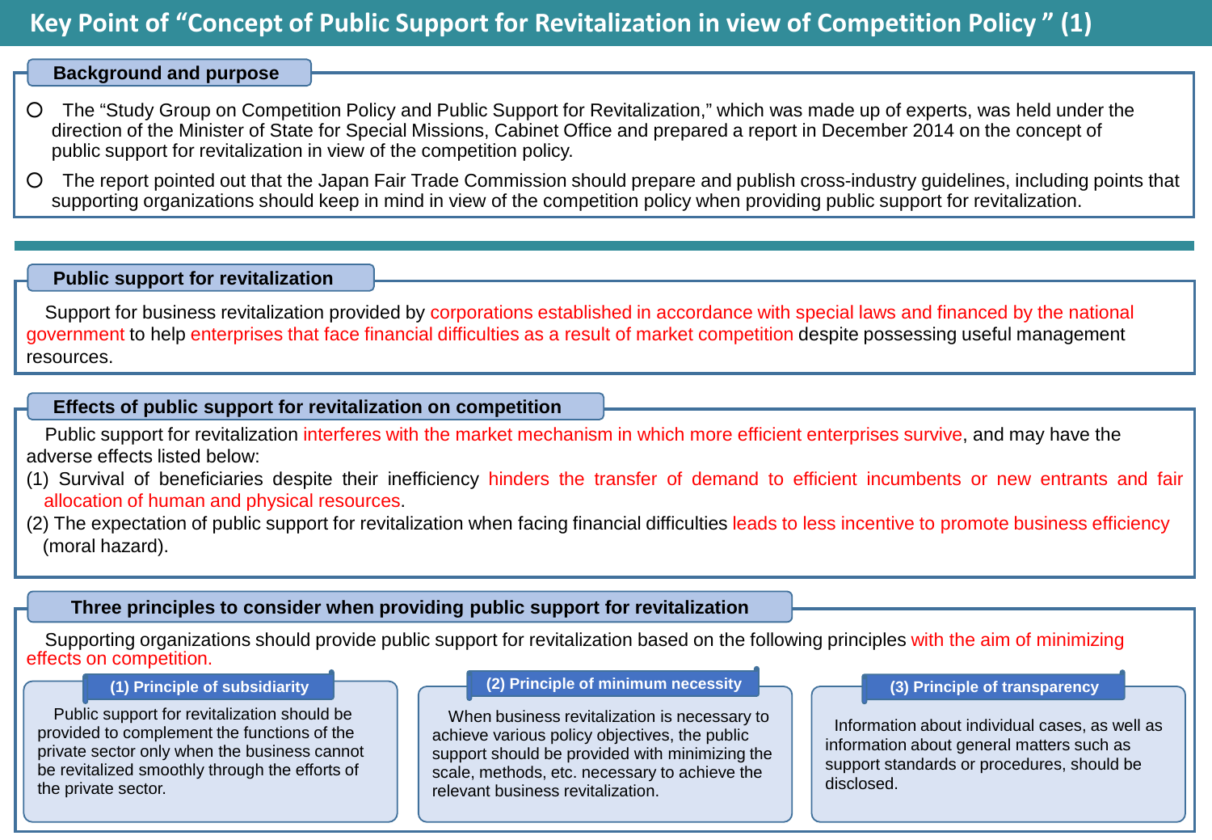# Key Point of "Concept of Public Support for Revitalization in view of Competition Policy " (1)

## Background and purpose

- The "Study Group on Competition Policy and Public Support for Revitalization," which was made up of experts, was held under the direction of the Minister of State for Special Missions, Cabinet Office and prepared a report in December 2014 on the concept of public support for revitalization in view of the competition policy.
- The report pointed out that the Japan Fair Trade Commission should prepare and publish cross-industry guidelines, including points that supporting organizations should keep in mind in view of the competition policy when providing public support for revitalization.

## Public support for revitalization

Support for business revitalization provided by corporations established in accordance with special laws and financed by the national government to help enterprises that face financial difficulties as a result of market competition despite possessing useful management resources.

## Effects of public support for revitalization on competition

Public support for revitalization interferes with the market mechanism in which more efficient enterprises survive, and may have the adverse effects listed below:

(1) Survival of beneficiaries despite their inefficiency hinders the transfer of demand to efficient incumbents or new entrants and fair allocation of human and physical resources.

(2) The expectation of public support for revitalization when facing financial difficulties leads to less incentive to promote business efficiency (moral hazard).

## Three principles to consider when providing public support for revitalization

Supporting organizations should provide public support for revitalization based on the following principles with the aim of minimizing effects on competition.

### (1) Principle of subsidiarity

Public support for revitalization should be provided to complement the functions of the private sector only when the business cannot be revitalized smoothly through the efforts of the private sector.

### (2) Principle of minimum necessity

When business revitalization is necessary to achieve various policy objectives, the public support should be provided with minimizing the scale, methods, etc. necessary to achieve the relevant business revitalization.

### (3) Principle of transparency

Information about individual cases, as well as information about general matters such as support standards or procedures, should be disclosed.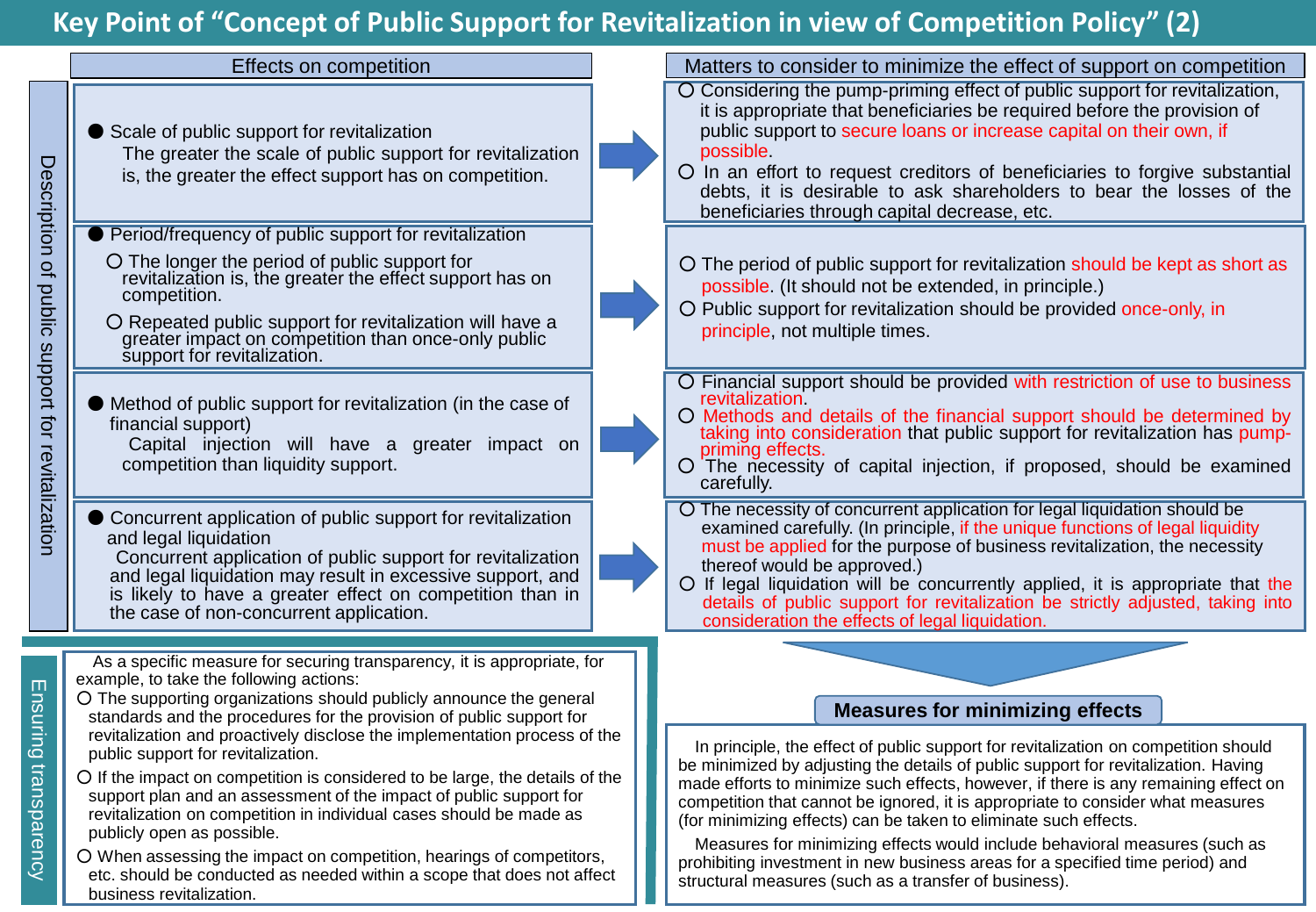# Key Point of "Concept of Public Support for Revitalization in view of Competition Policy" (2)

## Description of public support for revitalization

| Effects on competition | Matters to consider to minimize the effect of support on competition |
| --- | --- |
| ● **Scale of public support for revitalization**<br>The greater the scale of public support for revitalization is, the greater the effect support has on competition. | ○ Considering the pump-priming effect of public support for revitalization, it is appropriate that beneficiaries be required before the provision of public support to secure loans or increase capital on their own, if possible.<br>○ In an effort to request creditors of beneficiaries to forgive substantial debts, it is desirable to ask shareholders to bear the losses of the beneficiaries through capital decrease, etc. |
| ● **Period/frequency of public support for revitalization**<br>○ The longer the period of public support for revitalization is, the greater the effect support has on competition.<br>○ Repeated public support for revitalization will have a greater impact on competition than once-only public support for revitalization. | ○ The period of public support for revitalization should be kept as short as possible. (It should not be extended, in principle.)<br>○ Public support for revitalization should be provided once-only, in principle, not multiple times. |
| ● **Method of public support for revitalization (in the case of financial support)**<br>Capital injection will have a greater impact on competition than liquidity support. | ○ Financial support should be provided with restriction of use to business revitalization.<br>○ Methods and details of the financial support should be determined by taking into consideration that public support for revitalization has pump-priming effects.<br>○ The necessity of capital injection, if proposed, should be examined carefully. |
| ● **Concurrent application of public support for revitalization and legal liquidation**<br>Concurrent application of public support for revitalization and legal liquidation may result in excessive support, and is likely to have a greater effect on competition than in the case of non-concurrent application. | ○ The necessity of concurrent application for legal liquidation should be examined carefully. (In principle, if the unique functions of legal liquidity must be applied for the purpose of business revitalization, the necessity thereof would be approved.)<br>○ If legal liquidation will be concurrently applied, it is appropriate that the details of public support for revitalization be strictly adjusted, taking into consideration the effects of legal liquidation. |

## Ensuring transparency

As a specific measure for securing transparency, it is appropriate, for example, to take the following actions:

- ○ The supporting organizations should publicly announce the general standards and the procedures for the provision of public support for revitalization and proactively disclose the implementation process of the public support for revitalization.
- ○ If the impact on competition is considered to be large, the details of the support plan and an assessment of the impact of public support for revitalization on competition in individual cases should be made as publicly open as possible.
- ○ When assessing the impact on competition, hearings of competitors, etc. should be conducted as needed within a scope that does not affect business revitalization.

## Measures for minimizing effects

In principle, the effect of public support for revitalization on competition should be minimized by adjusting the details of public support for revitalization. Having made efforts to minimize such effects, however, if there is any remaining effect on competition that cannot be ignored, it is appropriate to consider what measures (for minimizing effects) can be taken to eliminate such effects.

Measures for minimizing effects would include behavioral measures (such as prohibiting investment in new business areas for a specified time period) and structural measures (such as a transfer of business).